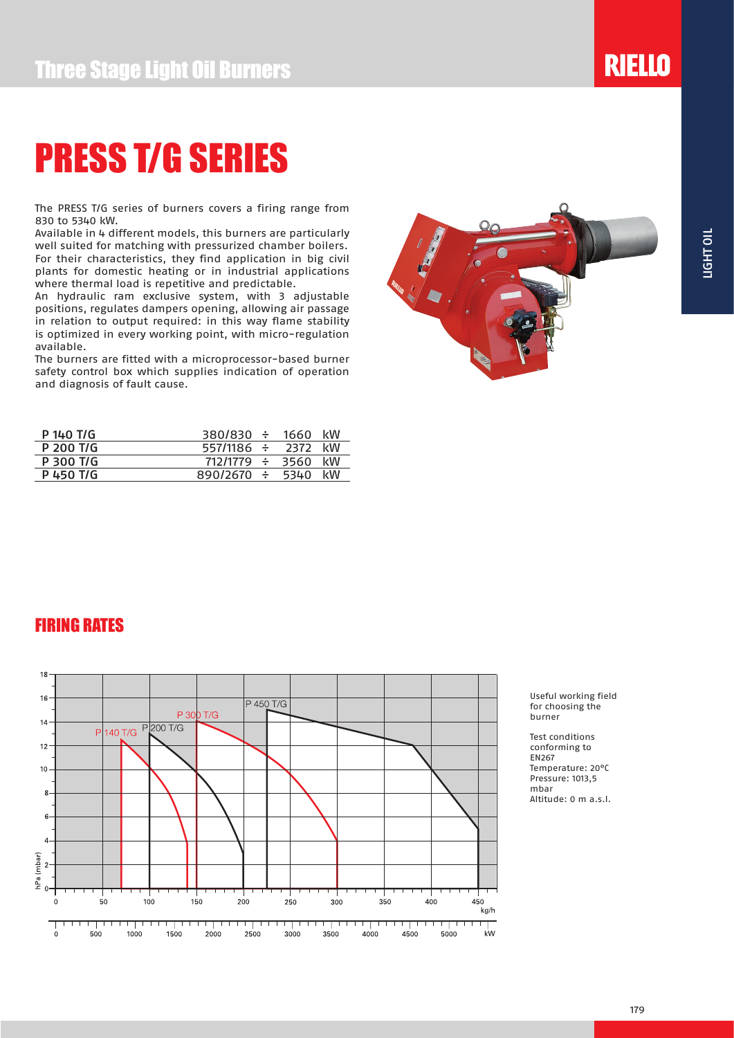Three Stage Light Oil Burners

# PRESS T/G SERIES

The PRESS T/G series of burners covers a firing range from 830 to 5340 kW.

Available in 4 different models, this burners are particularly well suited for matching with pressurized chamber boilers. For their characteristics, they find application in big civil plants for domestic heating or in industrial applications where thermal load is repetitive and predictable.

An hydraulic ram exclusive system, with 3 adjustable positions, regulates dampers opening, allowing air passage in relation to output required: in this way flame stability is optimized in every working point, with micro-regulation available.

The burners are fitted with a microprocessor-based burner safety control box which supplies indication of operation and diagnosis of fault cause.

| Model | Firing range |
|---|---|
| P 140 T/G | 380/830 ÷ 1660 kW |
| P 200 T/G | 557/1186 ÷ 2372 kW |
| P 300 T/G | 712/1779 ÷ 3560 kW |
| P 450 T/G | 890/2670 ÷ 5340 kW |

## FIRING RATES

Useful working field for choosing the burner

Test conditions conforming to EN267
Temperature: 20°C
Pressure: 1013,5 mbar
Altitude: 0 m a.s.l.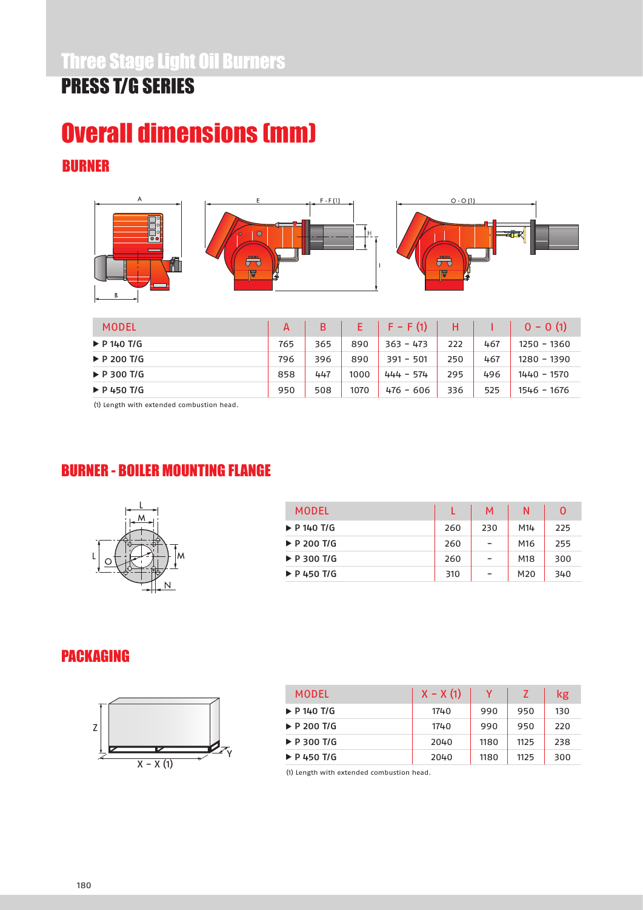# Three Stage Light Oil Burners

## PRESS T/G SERIES

# Overall dimensions (mm)

### BURNER

| MODEL | A | B | E | F - F (1) | H | I | O - O (1) |
|---|---|---|---|---|---|---|---|
| ▶ P 140 T/G | 765 | 365 | 890 | 363 - 473 | 222 | 467 | 1250 - 1360 |
| ▶ P 200 T/G | 796 | 396 | 890 | 391 - 501 | 250 | 467 | 1280 - 1390 |
| ▶ P 300 T/G | 858 | 447 | 1000 | 444 - 574 | 295 | 496 | 1440 - 1570 |
| ▶ P 450 T/G | 950 | 508 | 1070 | 476 - 606 | 336 | 525 | 1546 - 1676 |

(1) Length with extended combustion head.

### BURNER - BOILER MOUNTING FLANGE

| MODEL | L | M | N | O |
|---|---|---|---|---|
| ▶ P 140 T/G | 260 | 230 | M14 | 225 |
| ▶ P 200 T/G | 260 | - | M16 | 255 |
| ▶ P 300 T/G | 260 | - | M18 | 300 |
| ▶ P 450 T/G | 310 | - | M20 | 340 |

### PACKAGING

| MODEL | X - X (1) | Y | Z | kg |
|---|---|---|---|---|
| ▶ P 140 T/G | 1740 | 990 | 950 | 130 |
| ▶ P 200 T/G | 1740 | 990 | 950 | 220 |
| ▶ P 300 T/G | 2040 | 1180 | 1125 | 238 |
| ▶ P 450 T/G | 2040 | 1180 | 1125 | 300 |

(1) Length with extended combustion head.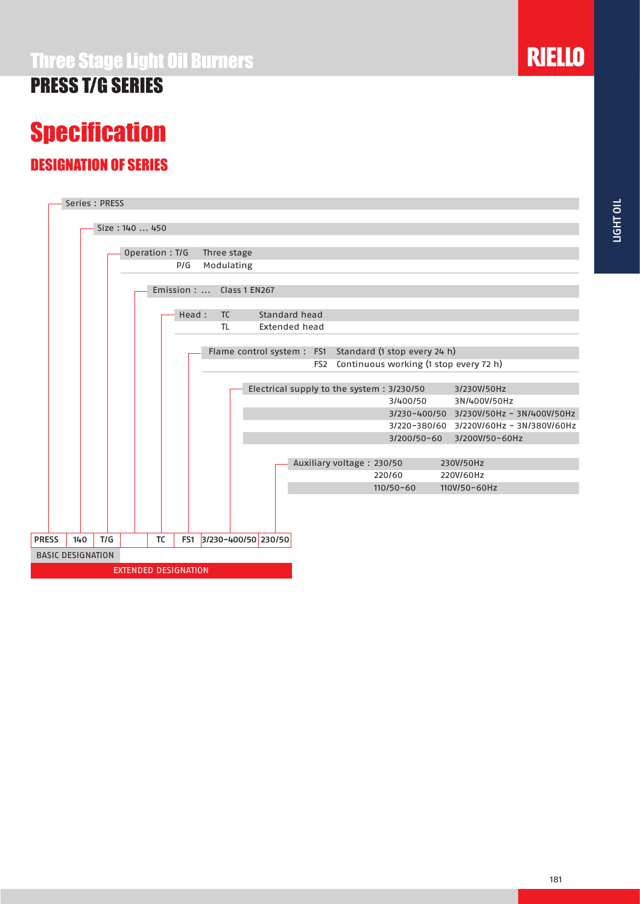# Three Stage Light Oil Burners

## PRESS T/G SERIES

RIELLO

LIGHT OIL

# Specification

## DESIGNATION OF SERIES

Series : PRESS

Size : 140 … 450

Operation : T/G Three stage
P/G Modulating

Emission : … Class 1 EN267

Head : TC Standard head
TL Extended head

Flame control system : FS1 Standard (1 stop every 24 h)
FS2 Continuous working (1 stop every 72 h)

Electrical supply to the system :

| Code | Description |
|---|---|
| 3/230/50 | 3/230V/50Hz |
| 3/400/50 | 3N/400V/50Hz |
| 3/230-400/50 | 3/230V/50Hz - 3N/400V/50Hz |
| 3/220-380/60 | 3/220V/60Hz - 3N/380V/60Hz |
| 3/200/50-60 | 3/200V/50-60Hz |

Auxiliary voltage :

| Code | Description |
|---|---|
| 230/50 | 230V/50Hz |
| 220/60 | 220V/60Hz |
| 110/50-60 | 110V/50-60Hz |

| PRESS | 140 | T/G | | TC | FS1 | 3/230-400/50 | 230/50 |
|---|---|---|---|---|---|---|---|

BASIC DESIGNATION

EXTENDED DESIGNATION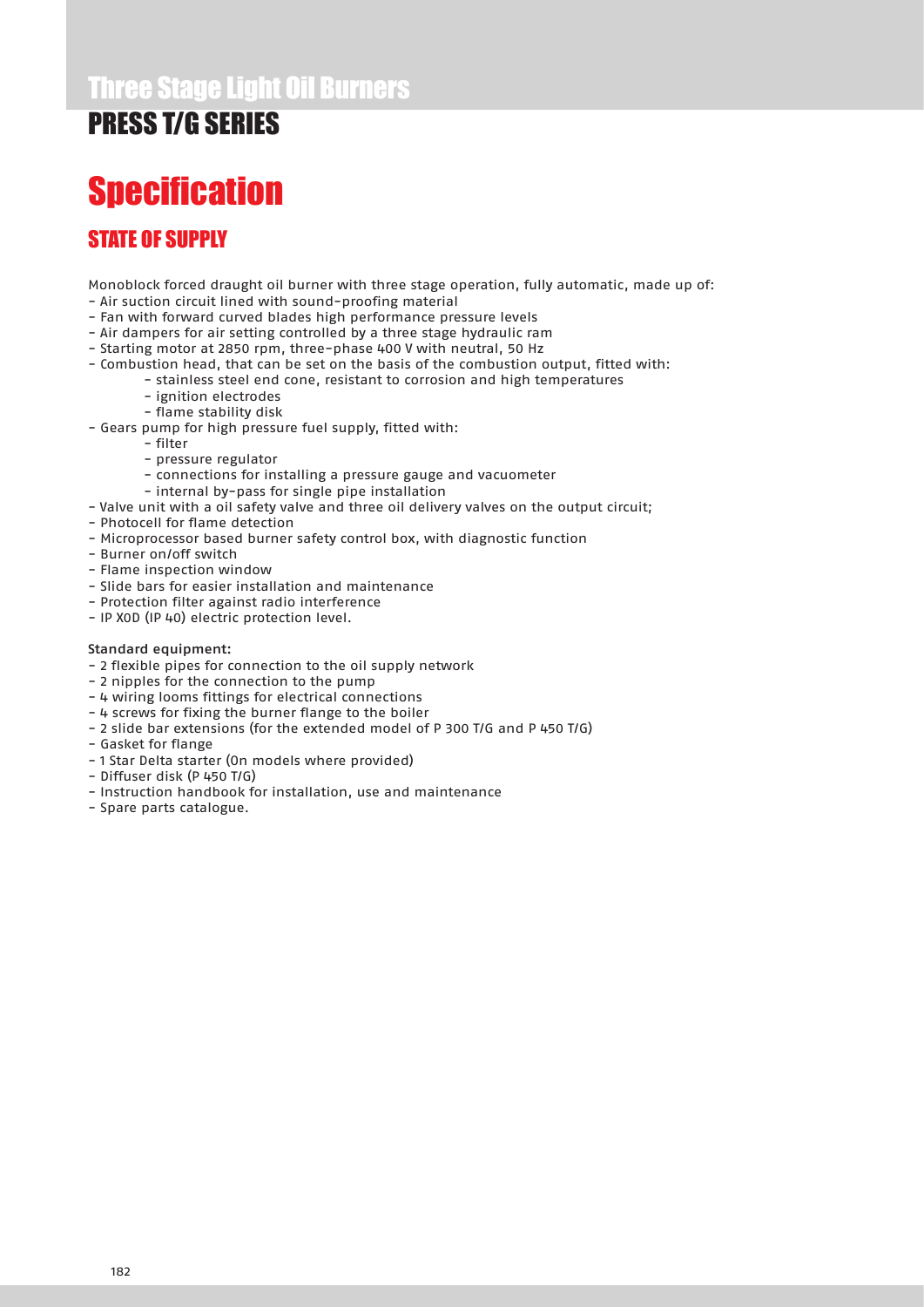# Three Stage Light Oil Burners

## PRESS T/G SERIES

# Specification

## STATE OF SUPPLY

Monoblock forced draught oil burner with three stage operation, fully automatic, made up of:

- Air suction circuit lined with sound-proofing material
- Fan with forward curved blades high performance pressure levels
- Air dampers for air setting controlled by a three stage hydraulic ram
- Starting motor at 2850 rpm, three-phase 400 V with neutral, 50 Hz
- Combustion head, that can be set on the basis of the combustion output, fitted with:
    - stainless steel end cone, resistant to corrosion and high temperatures
    - ignition electrodes
    - flame stability disk
- Gears pump for high pressure fuel supply, fitted with:
    - filter
    - pressure regulator
    - connections for installing a pressure gauge and vacuometer
    - internal by-pass for single pipe installation
- Valve unit with a oil safety valve and three oil delivery valves on the output circuit;
- Photocell for flame detection
- Microprocessor based burner safety control box, with diagnostic function
- Burner on/off switch
- Flame inspection window
- Slide bars for easier installation and maintenance
- Protection filter against radio interference
- IP X0D (IP 40) electric protection level.

**Standard equipment:**

- 2 flexible pipes for connection to the oil supply network
- 2 nipples for the connection to the pump
- 4 wiring looms fittings for electrical connections
- 4 screws for fixing the burner flange to the boiler
- 2 slide bar extensions (for the extended model of P 300 T/G and P 450 T/G)
- Gasket for flange
- 1 Star Delta starter (0n models where provided)
- Diffuser disk (P 450 T/G)
- Instruction handbook for installation, use and maintenance
- Spare parts catalogue.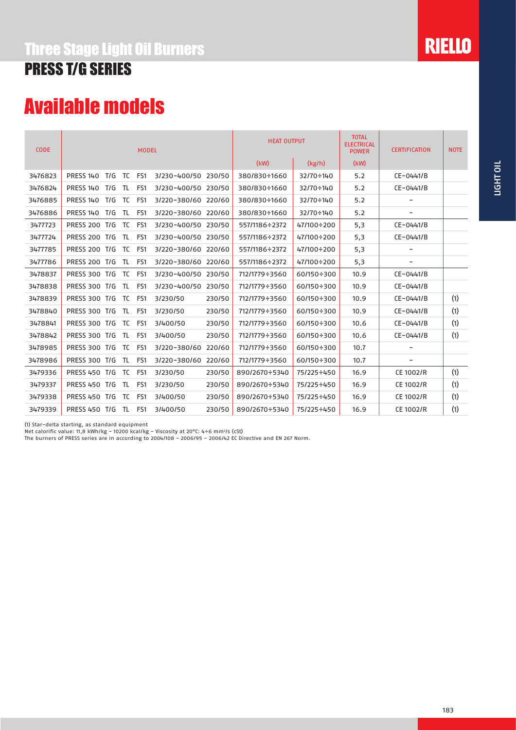# Three Stage Light Oil Burners

## PRESS T/G SERIES

# Available models

| CODE | MODEL | HEAT OUTPUT | | TOTAL ELECTRICAL POWER | CERTIFICATION | NOTE |
|---|---|---|---|---|---|---|
| | | (kW) | (kg/h) | (kW) | | |
| 3476823 | PRESS 140 T/G TC FS1 3/230-400/50 230/50 | 380/830÷1660 | 32/70÷140 | 5.2 | CE-0441/B | |
| 3476824 | PRESS 140 T/G TL FS1 3/230-400/50 230/50 | 380/830÷1660 | 32/70÷140 | 5.2 | CE-0441/B | |
| 3476885 | PRESS 140 T/G TC FS1 3/220-380/60 220/60 | 380/830÷1660 | 32/70÷140 | 5.2 | - | |
| 3476886 | PRESS 140 T/G TL FS1 3/220-380/60 220/60 | 380/830÷1660 | 32/70÷140 | 5.2 | - | |
| 3477723 | PRESS 200 T/G TC FS1 3/230-400/50 230/50 | 557/1186÷2372 | 47/100÷200 | 5,3 | CE-0441/B | |
| 3477724 | PRESS 200 T/G TL FS1 3/230-400/50 230/50 | 557/1186÷2372 | 47/100÷200 | 5,3 | CE-0441/B | |
| 3477785 | PRESS 200 T/G TC FS1 3/220-380/60 220/60 | 557/1186÷2372 | 47/100÷200 | 5,3 | - | |
| 3477786 | PRESS 200 T/G TL FS1 3/220-380/60 220/60 | 557/1186÷2372 | 47/100÷200 | 5,3 | - | |
| 3478837 | PRESS 300 T/G TC FS1 3/230-400/50 230/50 | 712/1779÷3560 | 60/150÷300 | 10.9 | CE-0441/B | |
| 3478838 | PRESS 300 T/G TL FS1 3/230-400/50 230/50 | 712/1779÷3560 | 60/150÷300 | 10.9 | CE-0441/B | |
| 3478839 | PRESS 300 T/G TC FS1 3/230/50 230/50 | 712/1779÷3560 | 60/150÷300 | 10.9 | CE-0441/B | (1) |
| 3478840 | PRESS 300 T/G TL FS1 3/230/50 230/50 | 712/1779÷3560 | 60/150÷300 | 10.9 | CE-0441/B | (1) |
| 3478841 | PRESS 300 T/G TC FS1 3/400/50 230/50 | 712/1779÷3560 | 60/150÷300 | 10.6 | CE-0441/B | (1) |
| 3478842 | PRESS 300 T/G TL FS1 3/400/50 230/50 | 712/1779÷3560 | 60/150÷300 | 10.6 | CE-0441/B | (1) |
| 3478985 | PRESS 300 T/G TC FS1 3/220-380/60 220/60 | 712/1779÷3560 | 60/150÷300 | 10.7 | - | |
| 3478986 | PRESS 300 T/G TL FS1 3/220-380/60 220/60 | 712/1779÷3560 | 60/150÷300 | 10.7 | - | |
| 3479336 | PRESS 450 T/G TC FS1 3/230/50 230/50 | 890/2670÷5340 | 75/225÷450 | 16.9 | CE 1002/R | (1) |
| 3479337 | PRESS 450 T/G TL FS1 3/230/50 230/50 | 890/2670÷5340 | 75/225÷450 | 16.9 | CE 1002/R | (1) |
| 3479338 | PRESS 450 T/G TC FS1 3/400/50 230/50 | 890/2670÷5340 | 75/225÷450 | 16.9 | CE 1002/R | (1) |
| 3479339 | PRESS 450 T/G TL FS1 3/400/50 230/50 | 890/2670÷5340 | 75/225÷450 | 16.9 | CE 1002/R | (1) |

(1) Star-delta starting, as standard equipment
Net calorific value: 11,8 kWh/kg - 10200 kcal/kg - Viscosity at 20°C: 4÷6 $mm^2/s$ (cSt)
The burners of PRESS series are in according to 2004/108 - 2006/95 - 2006/42 EC Directive and EN 267 Norm.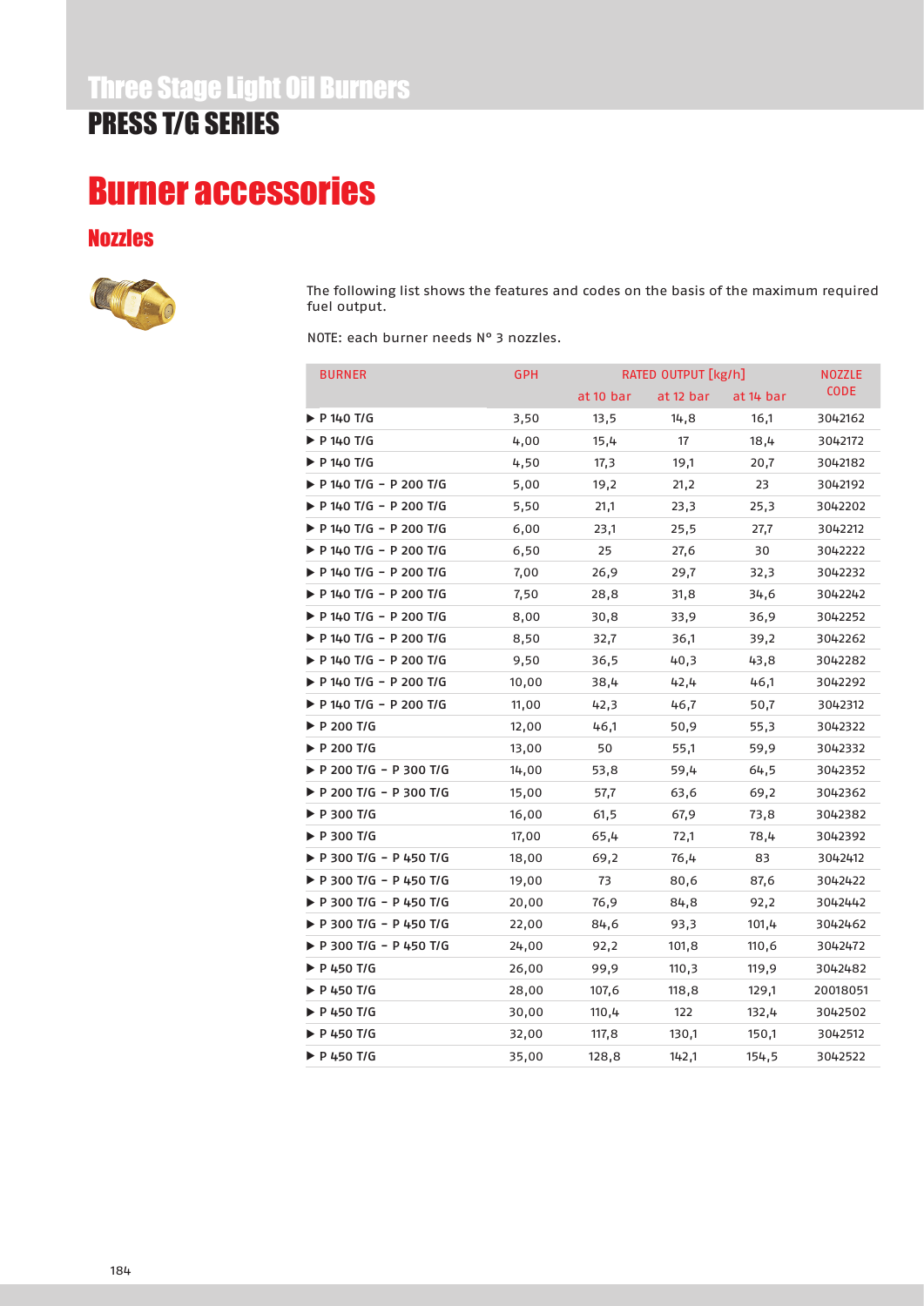# Three Stage Light Oil Burners
# PRESS T/G SERIES

## Burner accessories

### Nozzles

The following list shows the features and codes on the basis of the maximum required fuel output.

NOTE: each burner needs N° 3 nozzles.

| BURNER | GPH | RATED OUTPUT [kg/h] | | | NOZZLE CODE |
|---|---|---|---|---|---|
| | | at 10 bar | at 12 bar | at 14 bar | |
| ▶ P 140 T/G | 3,50 | 13,5 | 14,8 | 16,1 | 3042162 |
| ▶ P 140 T/G | 4,00 | 15,4 | 17 | 18,4 | 3042172 |
| ▶ P 140 T/G | 4,50 | 17,3 | 19,1 | 20,7 | 3042182 |
| ▶ P 140 T/G – P 200 T/G | 5,00 | 19,2 | 21,2 | 23 | 3042192 |
| ▶ P 140 T/G – P 200 T/G | 5,50 | 21,1 | 23,3 | 25,3 | 3042202 |
| ▶ P 140 T/G – P 200 T/G | 6,00 | 23,1 | 25,5 | 27,7 | 3042212 |
| ▶ P 140 T/G – P 200 T/G | 6,50 | 25 | 27,6 | 30 | 3042222 |
| ▶ P 140 T/G – P 200 T/G | 7,00 | 26,9 | 29,7 | 32,3 | 3042232 |
| ▶ P 140 T/G – P 200 T/G | 7,50 | 28,8 | 31,8 | 34,6 | 3042242 |
| ▶ P 140 T/G – P 200 T/G | 8,00 | 30,8 | 33,9 | 36,9 | 3042252 |
| ▶ P 140 T/G – P 200 T/G | 8,50 | 32,7 | 36,1 | 39,2 | 3042262 |
| ▶ P 140 T/G – P 200 T/G | 9,50 | 36,5 | 40,3 | 43,8 | 3042282 |
| ▶ P 140 T/G – P 200 T/G | 10,00 | 38,4 | 42,4 | 46,1 | 3042292 |
| ▶ P 140 T/G – P 200 T/G | 11,00 | 42,3 | 46,7 | 50,7 | 3042312 |
| ▶ P 200 T/G | 12,00 | 46,1 | 50,9 | 55,3 | 3042322 |
| ▶ P 200 T/G | 13,00 | 50 | 55,1 | 59,9 | 3042332 |
| ▶ P 200 T/G – P 300 T/G | 14,00 | 53,8 | 59,4 | 64,5 | 3042352 |
| ▶ P 200 T/G – P 300 T/G | 15,00 | 57,7 | 63,6 | 69,2 | 3042362 |
| ▶ P 300 T/G | 16,00 | 61,5 | 67,9 | 73,8 | 3042382 |
| ▶ P 300 T/G | 17,00 | 65,4 | 72,1 | 78,4 | 3042392 |
| ▶ P 300 T/G – P 450 T/G | 18,00 | 69,2 | 76,4 | 83 | 3042412 |
| ▶ P 300 T/G – P 450 T/G | 19,00 | 73 | 80,6 | 87,6 | 3042422 |
| ▶ P 300 T/G – P 450 T/G | 20,00 | 76,9 | 84,8 | 92,2 | 3042442 |
| ▶ P 300 T/G – P 450 T/G | 22,00 | 84,6 | 93,3 | 101,4 | 3042462 |
| ▶ P 300 T/G – P 450 T/G | 24,00 | 92,2 | 101,8 | 110,6 | 3042472 |
| ▶ P 450 T/G | 26,00 | 99,9 | 110,3 | 119,9 | 3042482 |
| ▶ P 450 T/G | 28,00 | 107,6 | 118,8 | 129,1 | 20018051 |
| ▶ P 450 T/G | 30,00 | 110,4 | 122 | 132,4 | 3042502 |
| ▶ P 450 T/G | 32,00 | 117,8 | 130,1 | 150,1 | 3042512 |
| ▶ P 450 T/G | 35,00 | 128,8 | 142,1 | 154,5 | 3042522 |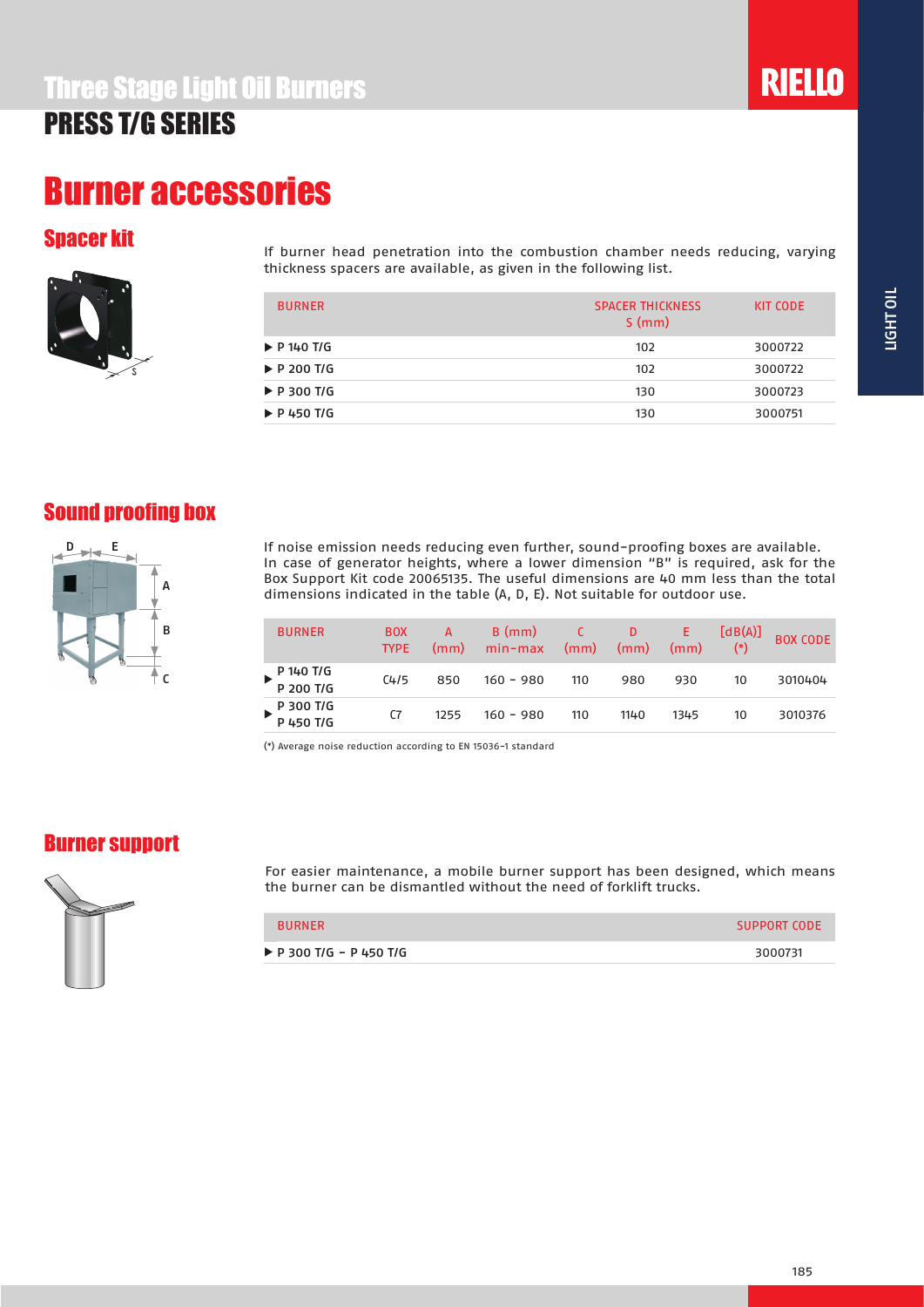# Three Stage Light Oil Burners
## PRESS T/G SERIES

# Burner accessories

## Spacer kit

If burner head penetration into the combustion chamber needs reducing, varying thickness spacers are available, as given in the following list.

| BURNER | SPACER THICKNESS S (mm) | KIT CODE |
|---|---|---|
| ▶ P 140 T/G | 102 | 3000722 |
| ▶ P 200 T/G | 102 | 3000722 |
| ▶ P 300 T/G | 130 | 3000723 |
| ▶ P 450 T/G | 130 | 3000751 |

## Sound proofing box

If noise emission needs reducing even further, sound-proofing boxes are available. In case of generator heights, where a lower dimension "B" is required, ask for the Box Support Kit code 20065135. The useful dimensions are 40 mm less than the total dimensions indicated in the table (A, D, E). Not suitable for outdoor use.

| BURNER | BOX TYPE | A (mm) | B (mm) min-max | C (mm) | D (mm) | E (mm) | [dB(A)] (*) | BOX CODE |
|---|---|---|---|---|---|---|---|---|
| ▶ P 140 T/G P 200 T/G | C4/5 | 850 | 160 - 980 | 110 | 980 | 930 | 10 | 3010404 |
| ▶ P 300 T/G P 450 T/G | C7 | 1255 | 160 - 980 | 110 | 1140 | 1345 | 10 | 3010376 |

(*) Average noise reduction according to EN 15036-1 standard

## Burner support

For easier maintenance, a mobile burner support has been designed, which means the burner can be dismantled without the need of forklift trucks.

| BURNER | SUPPORT CODE |
|---|---|
| ▶ P 300 T/G - P 450 T/G | 3000731 |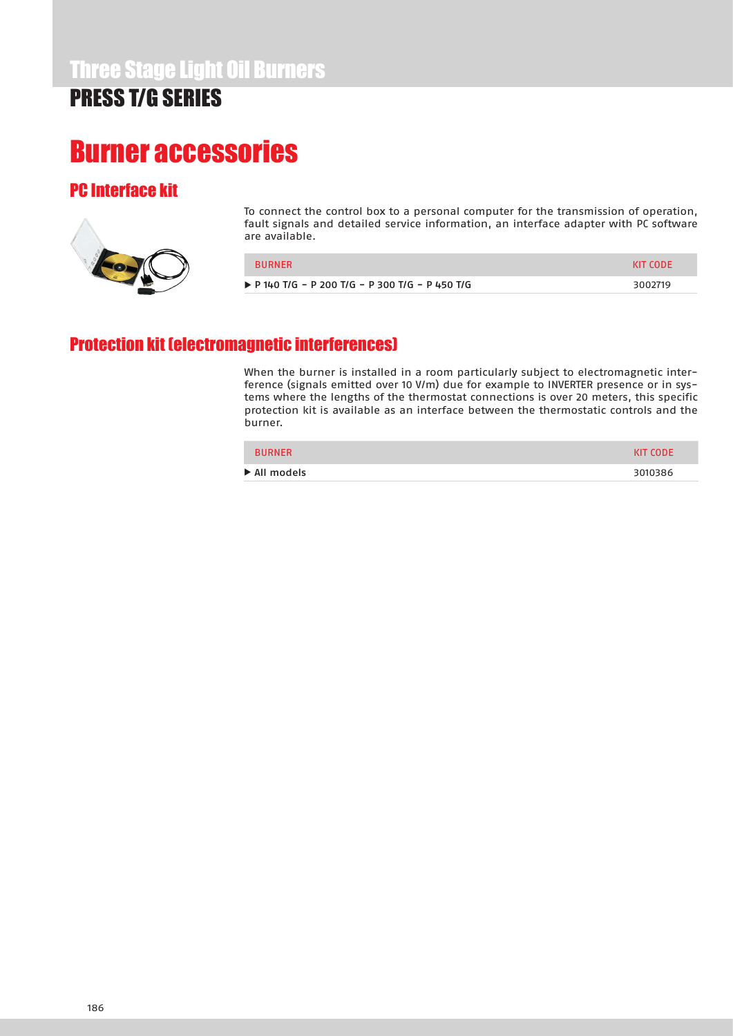# Three Stage Light Oil Burners

# PRESS T/G SERIES

## Burner accessories

### PC Interface kit

To connect the control box to a personal computer for the transmission of operation, fault signals and detailed service information, an interface adapter with PC software are available.

| BURNER | KIT CODE |
| --- | --- |
| ▶ P 140 T/G - P 200 T/G - P 300 T/G - P 450 T/G | 3002719 |

### Protection kit (electromagnetic interferences)

When the burner is installed in a room particularly subject to electromagnetic interference (signals emitted over 10 V/m) due for example to INVERTER presence or in systems where the lengths of the thermostat connections is over 20 meters, this specific protection kit is available as an interface between the thermostatic controls and the burner.

| BURNER | KIT CODE |
| --- | --- |
| ▶ All models | 3010386 |